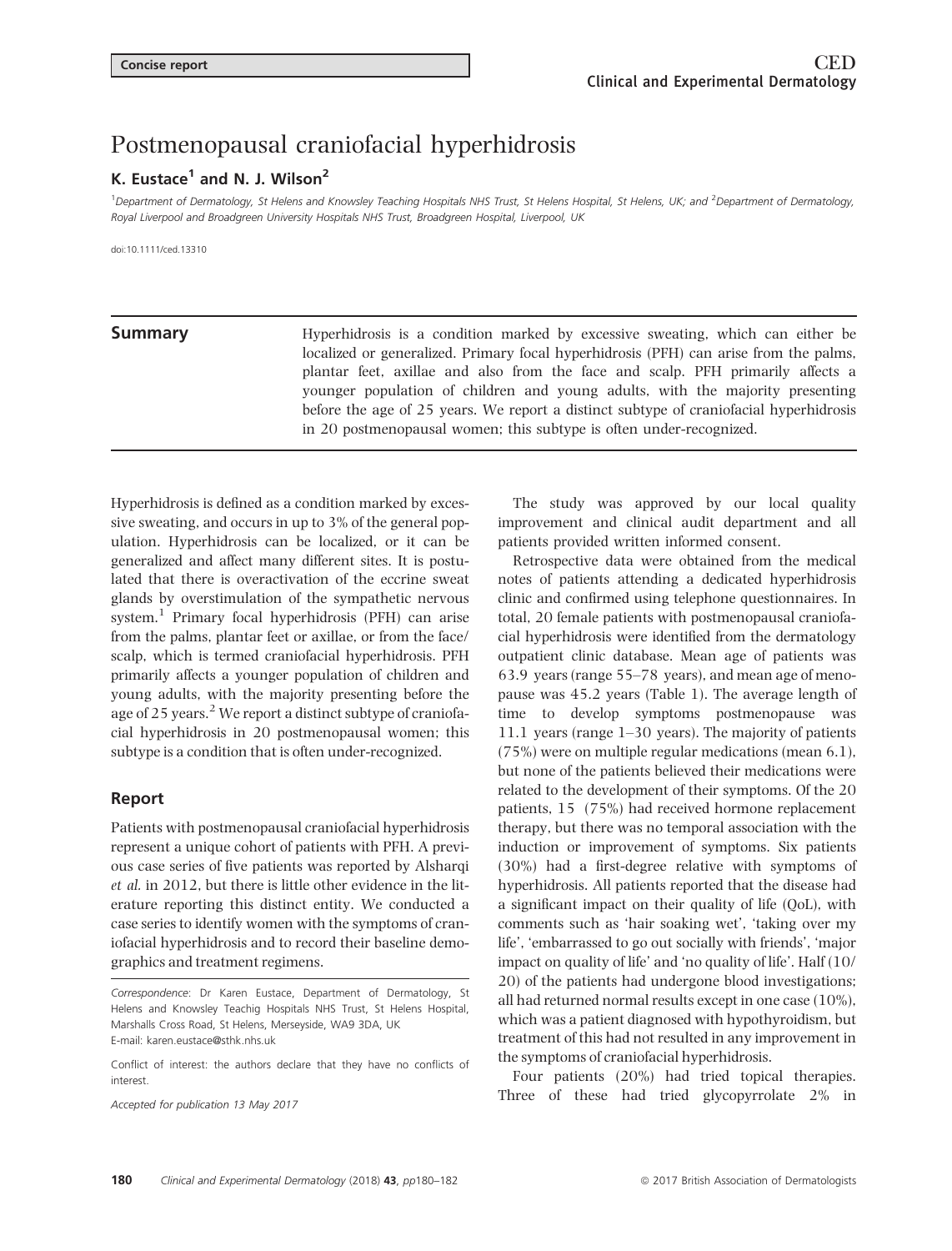Concise report

# Postmenopausal craniofacial hyperhidrosis

**K. Eustace[1] and N. J. Wilson[2]**

[1]Department of Dermatology, St Helens and Knowsley Teaching Hospitals NHS Trust, St Helens Hospital, St Helens, UK; and [2]Department of Dermatology, Royal Liverpool and Broadgreen University Hospitals NHS Trust, Broadgreen Hospital, Liverpool, UK

doi:10.1111/ced.13310

## Summary

Hyperhidrosis is a condition marked by excessive sweating, which can either be localized or generalized. Primary focal hyperhidrosis (PFH) can arise from the palms, plantar feet, axillae and also from the face and scalp. PFH primarily affects a younger population of children and young adults, with the majority presenting before the age of 25 years. We report a distinct subtype of craniofacial hyperhidrosis in 20 postmenopausal women; this subtype is often under-recognized.

Hyperhidrosis is defined as a condition marked by excessive sweating, and occurs in up to 3% of the general population. Hyperhidrosis can be localized, or it can be generalized and affect many different sites. It is postulated that there is overactivation of the eccrine sweat glands by overstimulation of the sympathetic nervous system.[1] Primary focal hyperhidrosis (PFH) can arise from the palms, plantar feet or axillae, or from the face/scalp, which is termed craniofacial hyperhidrosis. PFH primarily affects a younger population of children and young adults, with the majority presenting before the age of 25 years.[2] We report a distinct subtype of craniofacial hyperhidrosis in 20 postmenopausal women; this subtype is a condition that is often under-recognized.

## Report

Patients with postmenopausal craniofacial hyperhidrosis represent a unique cohort of patients with PFH. A previous case series of five patients was reported by Alsharqi *et al.* in 2012, but there is little other evidence in the literature reporting this distinct entity. We conducted a case series to identify women with the symptoms of craniofacial hyperhidrosis and to record their baseline demographics and treatment regimens.

*Correspondence*: Dr Karen Eustace, Department of Dermatology, St Helens and Knowsley Teachig Hospitals NHS Trust, St Helens Hospital, Marshalls Cross Road, St Helens, Merseyside, WA9 3DA, UK
E-mail: karen.eustace@sthk.nhs.uk

Conflict of interest: the authors declare that they have no conflicts of interest.

Accepted for publication 13 May 2017

The study was approved by our local quality improvement and clinical audit department and all patients provided written informed consent.

Retrospective data were obtained from the medical notes of patients attending a dedicated hyperhidrosis clinic and confirmed using telephone questionnaires. In total, 20 female patients with postmenopausal craniofacial hyperhidrosis were identified from the dermatology outpatient clinic database. Mean age of patients was 63.9 years (range 55–78 years), and mean age of menopause was 45.2 years (Table 1). The average length of time to develop symptoms postmenopause was 11.1 years (range 1–30 years). The majority of patients (75%) were on multiple regular medications (mean 6.1), but none of the patients believed their medications were related to the development of their symptoms. Of the 20 patients, 15 (75%) had received hormone replacement therapy, but there was no temporal association with the induction or improvement of symptoms. Six patients (30%) had a first-degree relative with symptoms of hyperhidrosis. All patients reported that the disease had a significant impact on their quality of life (QoL), with comments such as 'hair soaking wet', 'taking over my life', 'embarrassed to go out socially with friends', 'major impact on quality of life' and 'no quality of life'. Half (10/20) of the patients had undergone blood investigations; all had returned normal results except in one case (10%), which was a patient diagnosed with hypothyroidism, but treatment of this had not resulted in any improvement in the symptoms of craniofacial hyperhidrosis.

Four patients (20%) had tried topical therapies. Three of these had tried glycopyrrolate 2% in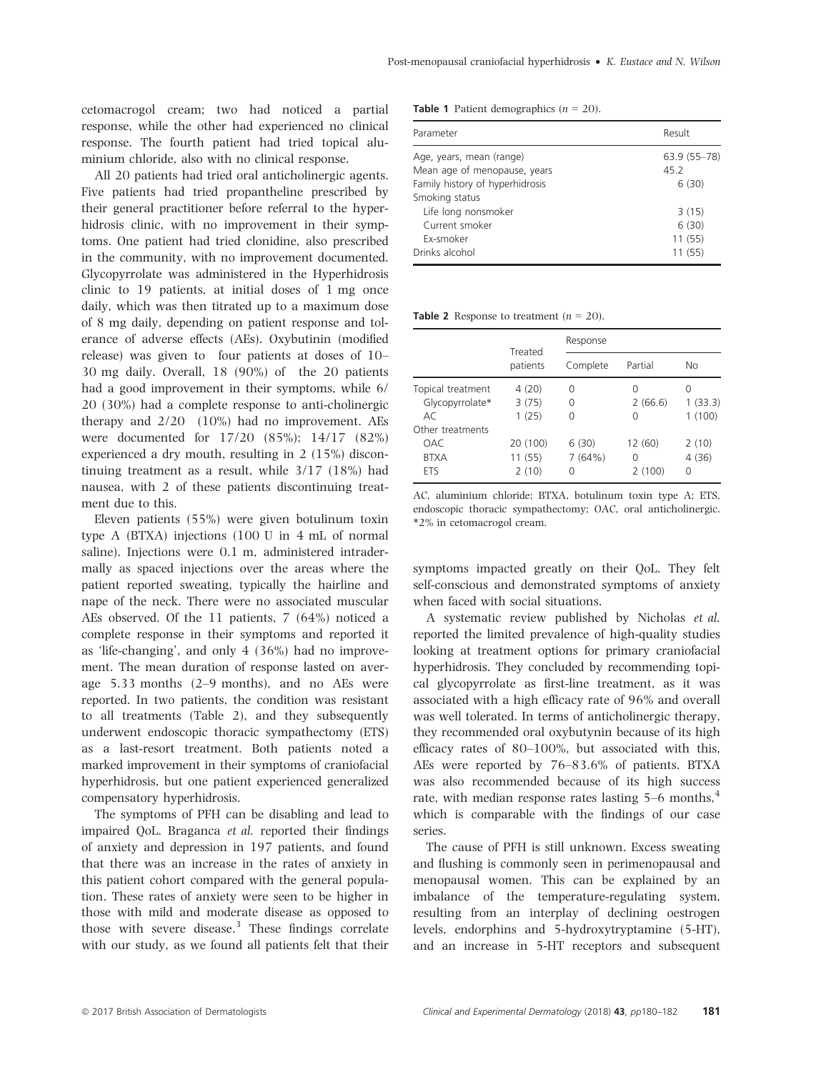cetomacrogol cream; two had noticed a partial response, while the other had experienced no clinical response. The fourth patient had tried topical aluminium chloride, also with no clinical response.

All 20 patients had tried oral anticholinergic agents. Five patients had tried propantheline prescribed by their general practitioner before referral to the hyperhidrosis clinic, with no improvement in their symptoms. One patient had tried clonidine, also prescribed in the community, with no improvement documented. Glycopyrrolate was administered in the Hyperhidrosis clinic to 19 patients, at initial doses of 1 mg once daily, which was then titrated up to a maximum dose of 8 mg daily, depending on patient response and tolerance of adverse effects (AEs). Oxybutinin (modified release) was given to four patients at doses of 10–30 mg daily. Overall, 18 (90%) of the 20 patients had a good improvement in their symptoms, while 6/20 (30%) had a complete response to anti-cholinergic therapy and 2/20 (10%) had no improvement. AEs were documented for 17/20 (85%); 14/17 (82%) experienced a dry mouth, resulting in 2 (15%) discontinuing treatment as a result, while 3/17 (18%) had nausea, with 2 of these patients discontinuing treatment due to this.

Eleven patients (55%) were given botulinum toxin type A (BTXA) injections (100 U in 4 mL of normal saline). Injections were 0.1 m, administered intradermally as spaced injections over the areas where the patient reported sweating, typically the hairline and nape of the neck. There were no associated muscular AEs observed. Of the 11 patients, 7 (64%) noticed a complete response in their symptoms and reported it as 'life-changing', and only 4 (36%) had no improvement. The mean duration of response lasted on average 5.33 months (2–9 months), and no AEs were reported. In two patients, the condition was resistant to all treatments (Table 2), and they subsequently underwent endoscopic thoracic sympathectomy (ETS) as a last-resort treatment. Both patients noted a marked improvement in their symptoms of craniofacial hyperhidrosis, but one patient experienced generalized compensatory hyperhidrosis.

The symptoms of PFH can be disabling and lead to impaired QoL. Braganca *et al.* reported their findings of anxiety and depression in 197 patients, and found that there was an increase in the rates of anxiety in this patient cohort compared with the general population. These rates of anxiety were seen to be higher in those with mild and moderate disease as opposed to those with severe disease.[3] These findings correlate with our study, as we found all patients felt that their symptoms impacted greatly on their QoL. They felt self-conscious and demonstrated symptoms of anxiety when faced with social situations.

A systematic review published by Nicholas *et al.* reported the limited prevalence of high-quality studies looking at treatment options for primary craniofacial hyperhidrosis. They concluded by recommending topical glycopyrrolate as first-line treatment, as it was associated with a high efficacy rate of 96% and overall was well tolerated. In terms of anticholinergic therapy, they recommended oral oxybutynin because of its high efficacy rates of 80–100%, but associated with this, AEs were reported by 76–83.6% of patients. BTXA was also recommended because of its high success rate, with median response rates lasting 5–6 months,[4] which is comparable with the findings of our case series.

The cause of PFH is still unknown. Excess sweating and flushing is commonly seen in perimenopausal and menopausal women. This can be explained by an imbalance of the temperature-regulating system, resulting from an interplay of declining oestrogen levels, endorphins and 5-hydroxytryptamine (5-HT), and an increase in 5-HT receptors and subsequent

**Table 1** Patient demographics ($n$ = 20).

| Parameter | Result |
|---|---|
| Age, years, mean (range) | 63.9 (55–78) |
| Mean age of menopause, years | 45.2 |
| Family history of hyperhidrosis | 6 (30) |
| Smoking status | |
| Life long nonsmoker | 3 (15) |
| Current smoker | 6 (30) |
| Ex-smoker | 11 (55) |
| Drinks alcohol | 11 (55) |

**Table 2** Response to treatment ($n$ = 20).

| | Treated patients | Response | | |
|---|---|---|---|---|
| | | Complete | Partial | No |
| Topical treatment | 4 (20) | 0 | 0 | 0 |
| Glycopyrrolate* | 3 (75) | 0 | 2 (66.6) | 1 (33.3) |
| AC | 1 (25) | 0 | 0 | 1 (100) |
| Other treatments | | | | |
| OAC | 20 (100) | 6 (30) | 12 (60) | 2 (10) |
| BTXA | 11 (55) | 7 (64%) | 0 | 4 (36) |
| ETS | 2 (10) | 0 | 2 (100) | 0 |

AC, aluminium chloride; BTXA, botulinum toxin type A; ETS, endoscopic thoracic sympathectomy; OAC, oral anticholinergic. *2% in cetomacrogol cream.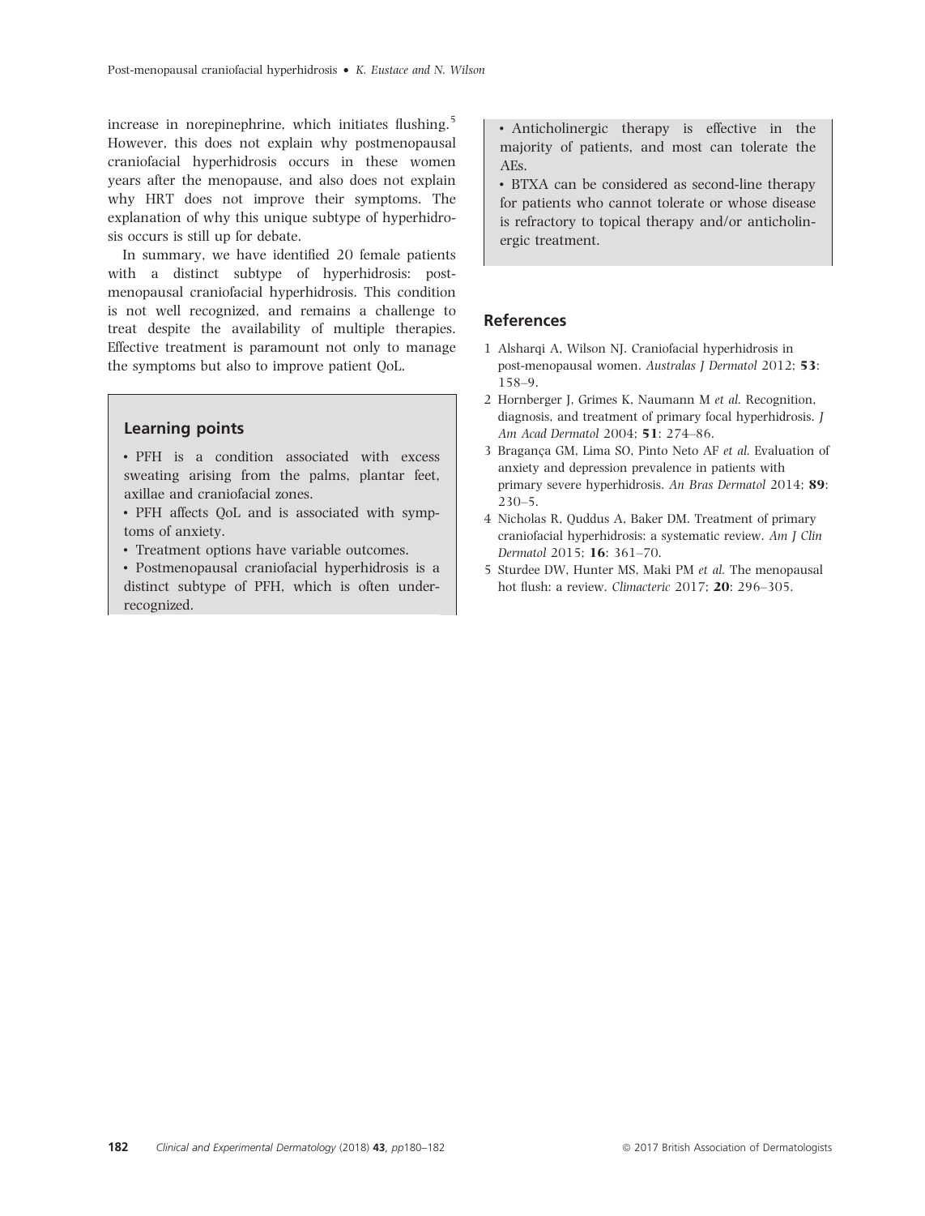increase in norepinephrine, which initiates flushing.[5] However, this does not explain why postmenopausal craniofacial hyperhidrosis occurs in these women years after the menopause, and also does not explain why HRT does not improve their symptoms. The explanation of why this unique subtype of hyperhidrosis occurs is still up for debate.

In summary, we have identified 20 female patients with a distinct subtype of hyperhidrosis: postmenopausal craniofacial hyperhidrosis. This condition is not well recognized, and remains a challenge to treat despite the availability of multiple therapies. Effective treatment is paramount not only to manage the symptoms but also to improve patient QoL.

### Learning points

- PFH is a condition associated with excess sweating arising from the palms, plantar feet, axillae and craniofacial zones.
- PFH affects QoL and is associated with symptoms of anxiety.
- Treatment options have variable outcomes.
- Postmenopausal craniofacial hyperhidrosis is a distinct subtype of PFH, which is often under-recognized.
- Anticholinergic therapy is effective in the majority of patients, and most can tolerate the AEs.
- BTXA can be considered as second-line therapy for patients who cannot tolerate or whose disease is refractory to topical therapy and/or anticholinergic treatment.

## References

1. Alsharqi A, Wilson NJ. Craniofacial hyperhidrosis in post-menopausal women. *Australas J Dermatol* 2012; **53**: 158–9.
2. Hornberger J, Grimes K, Naumann M *et al.* Recognition, diagnosis, and treatment of primary focal hyperhidrosis. *J Am Acad Dermatol* 2004; **51**: 274–86.
3. Bragança GM, Lima SO, Pinto Neto AF *et al.* Evaluation of anxiety and depression prevalence in patients with primary severe hyperhidrosis. *An Bras Dermatol* 2014; **89**: 230–5.
4. Nicholas R, Quddus A, Baker DM. Treatment of primary craniofacial hyperhidrosis: a systematic review. *Am J Clin Dermatol* 2015; **16**: 361–70.
5. Sturdee DW, Hunter MS, Maki PM *et al.* The menopausal hot flush: a review. *Climacteric* 2017; **20**: 296–305.